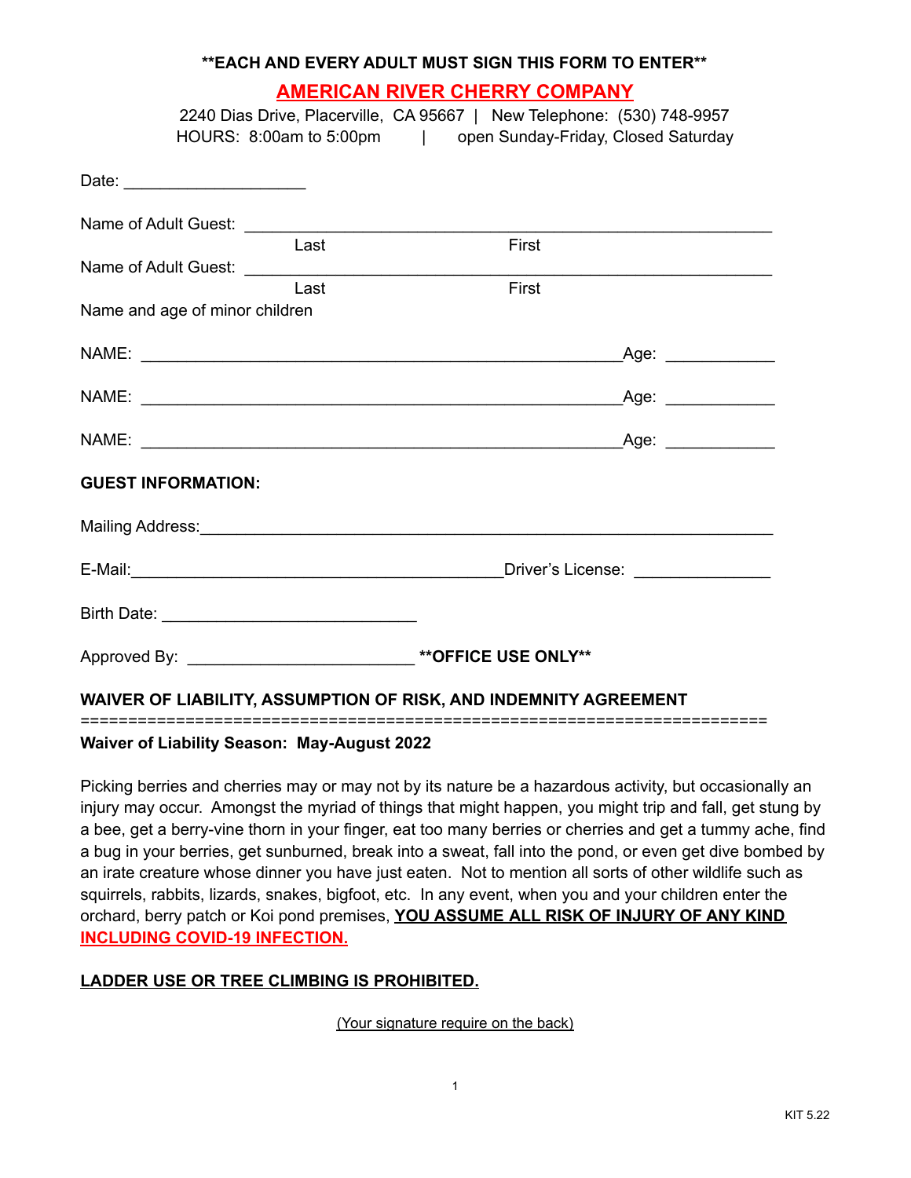**\*\*EACH AND EVERY ADULT MUST SIGN THIS FORM TO ENTER\*\***

# AMERICAN RIVER CHERRY COMPANY

2240 Dias Drive, Placerville, CA 95667 | New Telephone: (530) 748-9957
HOURS: 8:00am to 5:00pm | open Sunday-Friday, Closed Saturday

Date: ____________________

Name of Adult Guest: ______________________________________________________________
Last First

Name of Adult Guest: ______________________________________________________________
Last First

Name and age of minor children

NAME: ______________________________________________________Age: ____________

NAME: ______________________________________________________Age: ____________

NAME: ______________________________________________________Age: ____________

**GUEST INFORMATION:**

Mailing Address:_____________________________________________________________________

E-Mail:__________________________________________Driver's License: _______________

Birth Date: ____________________________

Approved By: ________________________ **\*\*OFFICE USE ONLY\*\***

**WAIVER OF LIABILITY, ASSUMPTION OF RISK, AND INDEMNITY AGREEMENT**

=====================================================================

**Waiver of Liability Season: May-August 2022**

Picking berries and cherries may or may not by its nature be a hazardous activity, but occasionally an injury may occur. Amongst the myriad of things that might happen, you might trip and fall, get stung by a bee, get a berry-vine thorn in your finger, eat too many berries or cherries and get a tummy ache, find a bug in your berries, get sunburned, break into a sweat, fall into the pond, or even get dive bombed by an irate creature whose dinner you have just eaten. Not to mention all sorts of other wildlife such as squirrels, rabbits, lizards, snakes, bigfoot, etc. In any event, when you and your children enter the orchard, berry patch or Koi pond premises, **YOU ASSUME ALL RISK OF INJURY OF ANY KIND INCLUDING COVID-19 INFECTION.**

**LADDER USE OR TREE CLIMBING IS PROHIBITED.**

(Your signature require on the back)

KIT 5.22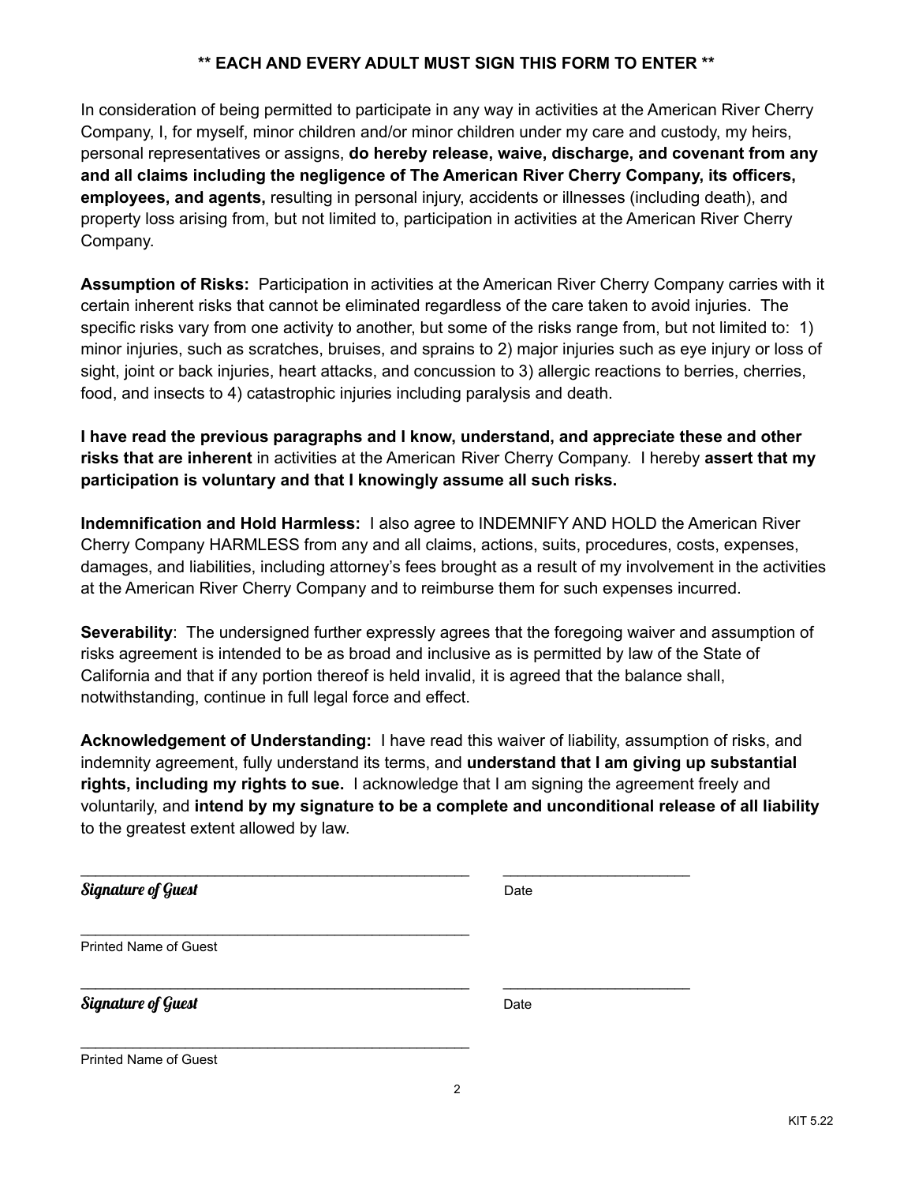**\*\* EACH AND EVERY ADULT MUST SIGN THIS FORM TO ENTER \*\***

In consideration of being permitted to participate in any way in activities at the American River Cherry Company, I, for myself, minor children and/or minor children under my care and custody, my heirs, personal representatives or assigns, **do hereby release, waive, discharge, and covenant from any and all claims including the negligence of The American River Cherry Company, its officers, employees, and agents,** resulting in personal injury, accidents or illnesses (including death), and property loss arising from, but not limited to, participation in activities at the American River Cherry Company.

**Assumption of Risks:** Participation in activities at the American River Cherry Company carries with it certain inherent risks that cannot be eliminated regardless of the care taken to avoid injuries. The specific risks vary from one activity to another, but some of the risks range from, but not limited to: 1) minor injuries, such as scratches, bruises, and sprains to 2) major injuries such as eye injury or loss of sight, joint or back injuries, heart attacks, and concussion to 3) allergic reactions to berries, cherries, food, and insects to 4) catastrophic injuries including paralysis and death.

**I have read the previous paragraphs and I know, understand, and appreciate these and other risks that are inherent** in activities at the American River Cherry Company. I hereby **assert that my participation is voluntary and that I knowingly assume all such risks.**

**Indemnification and Hold Harmless:** I also agree to INDEMNIFY AND HOLD the American River Cherry Company HARMLESS from any and all claims, actions, suits, procedures, costs, expenses, damages, and liabilities, including attorney's fees brought as a result of my involvement in the activities at the American River Cherry Company and to reimburse them for such expenses incurred.

**Severability**: The undersigned further expressly agrees that the foregoing waiver and assumption of risks agreement is intended to be as broad and inclusive as is permitted by law of the State of California and that if any portion thereof is held invalid, it is agreed that the balance shall, notwithstanding, continue in full legal force and effect.

**Acknowledgement of Understanding:** I have read this waiver of liability, assumption of risks, and indemnity agreement, fully understand its terms, and **understand that I am giving up substantial rights, including my rights to sue.** I acknowledge that I am signing the agreement freely and voluntarily, and **intend by my signature to be a complete and unconditional release of all liability** to the greatest extent allowed by law.

_______________________________________________ &nbsp;&nbsp;&nbsp; ______________________

*Signature of Guest* &nbsp;&nbsp;&nbsp; Date

_______________________________________________

Printed Name of Guest

_______________________________________________ &nbsp;&nbsp;&nbsp; ______________________

*Signature of Guest* &nbsp;&nbsp;&nbsp; Date

_______________________________________________

Printed Name of Guest

KIT 5.22